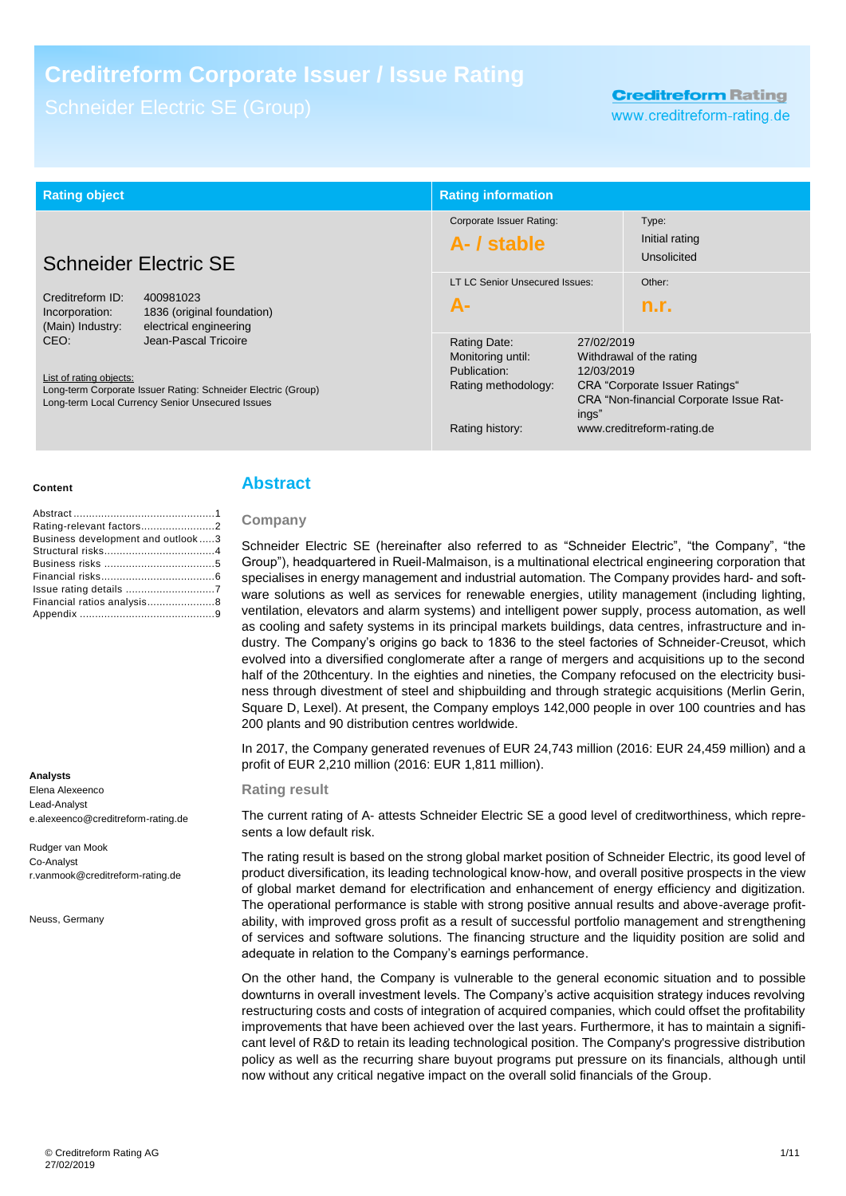# Creditreform Corporate Issuer / Issue Rating

Schneider Electric SE (Group)

Creditreform Rating
www.creditreform-rating.de

| Rating object | Rating information | |
|---|---|---|
| **Schneider Electric SE** | Corporate Issuer Rating: **A- / stable** | Type: Initial rating Unsolicited |
| Creditreform ID: 400981023<br>Incorporation: 1836 (original foundation)<br>(Main) Industry: electrical engineering<br>CEO: Jean-Pascal Tricoire | LT LC Senior Unsecured Issues: **A-** | Other: **n.r.** |
| List of rating objects:<br>Long-term Corporate Issuer Rating: Schneider Electric (Group)<br>Long-term Local Currency Senior Unsecured Issues | Rating Date: 27/02/2019<br>Monitoring until: Withdrawal of the rating<br>Publication: 12/03/2019<br>Rating methodology: CRA "Corporate Issuer Ratings" CRA "Non-financial Corporate Issue Ratings"<br>Rating history: www.creditreform-rating.de | |

**Content**

- Abstract ..... 1
- Rating-relevant factors ..... 2
- Business development and outlook ..... 3
- Structural risks ..... 4
- Business risks ..... 5
- Financial risks ..... 6
- Issue rating details ..... 7
- Financial ratios analysis ..... 8
- Appendix ..... 9

**Analysts**

Elena Alexeenco
Lead-Analyst
e.alexeenco@creditreform-rating.de

Rudger van Mook
Co-Analyst
r.vanmook@creditreform-rating.de

Neuss, Germany

## Abstract

### Company

Schneider Electric SE (hereinafter also referred to as "Schneider Electric", "the Company", "the Group"), headquartered in Rueil-Malmaison, is a multinational electrical engineering corporation that specialises in energy management and industrial automation. The Company provides hard- and software solutions as well as services for renewable energies, utility management (including lighting, ventilation, elevators and alarm systems) and intelligent power supply, process automation, as well as cooling and safety systems in its principal markets buildings, data centres, infrastructure and industry. The Company's origins go back to 1836 to the steel factories of Schneider-Creusot, which evolved into a diversified conglomerate after a range of mergers and acquisitions up to the second half of the 20thcentury. In the eighties and nineties, the Company refocused on the electricity business through divestment of steel and shipbuilding and through strategic acquisitions (Merlin Gerin, Square D, Lexel). At present, the Company employs 142,000 people in over 100 countries and has 200 plants and 90 distribution centres worldwide.

In 2017, the Company generated revenues of EUR 24,743 million (2016: EUR 24,459 million) and a profit of EUR 2,210 million (2016: EUR 1,811 million).

### Rating result

The current rating of A- attests Schneider Electric SE a good level of creditworthiness, which represents a low default risk.

The rating result is based on the strong global market position of Schneider Electric, its good level of product diversification, its leading technological know-how, and overall positive prospects in the view of global market demand for electrification and enhancement of energy efficiency and digitization. The operational performance is stable with strong positive annual results and above-average profitability, with improved gross profit as a result of successful portfolio management and strengthening of services and software solutions. The financing structure and the liquidity position are solid and adequate in relation to the Company's earnings performance.

On the other hand, the Company is vulnerable to the general economic situation and to possible downturns in overall investment levels. The Company's active acquisition strategy induces revolving restructuring costs and costs of integration of acquired companies, which could offset the profitability improvements that have been achieved over the last years. Furthermore, it has to maintain a significant level of R&D to retain its leading technological position. The Company's progressive distribution policy as well as the recurring share buyout programs put pressure on its financials, although until now without any critical negative impact on the overall solid financials of the Group.

© Creditreform Rating AG
27/02/2019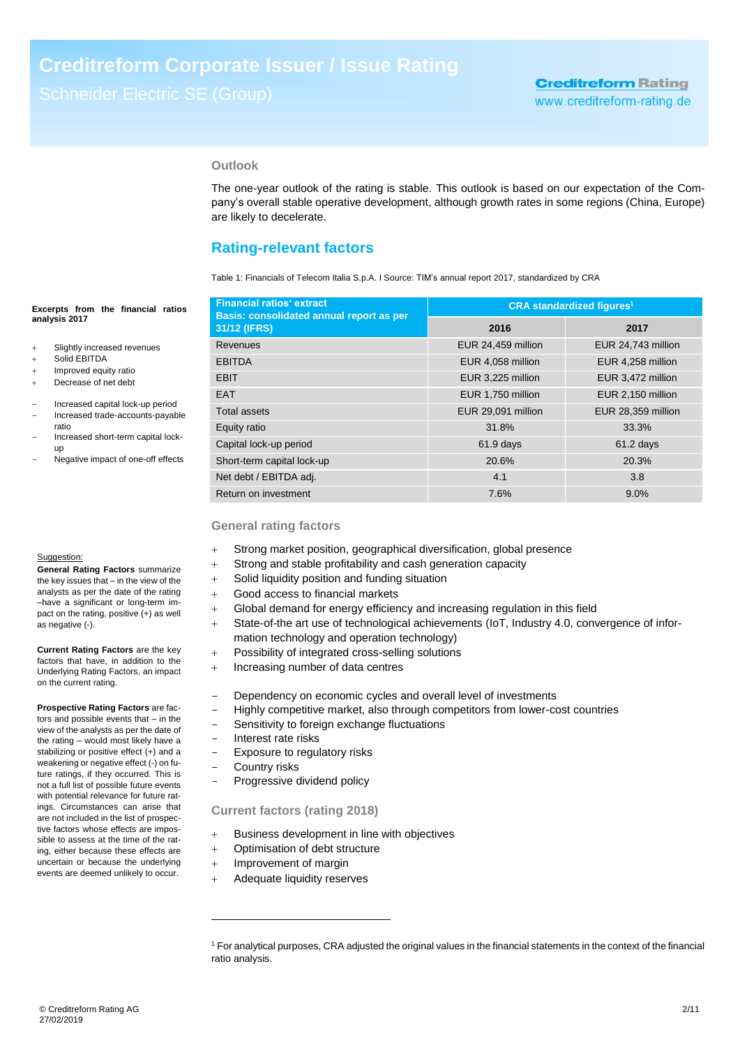## Outlook

The one-year outlook of the rating is stable. This outlook is based on our expectation of the Company's overall stable operative development, although growth rates in some regions (China, Europe) are likely to decelerate.

## Rating-relevant factors

Table 1: Financials of Telecom Italia S.p.A. I Source: TIM's annual report 2017, standardized by CRA

**Excerpts from the financial ratios analysis 2017**

- \+ Slightly increased revenues
- \+ Solid EBITDA
- \+ Improved equity ratio
- \+ Decrease of net debt

- − Increased capital lock-up period
- − Increased trade-accounts-payable ratio
- − Increased short-term capital lock-up
- − Negative impact of one-off effects

| Financial ratios' extract<br>Basis: consolidated annual report as per 31/12 (IFRS) | CRA standardized figures[1] | |
|---|---|---|
| | 2016 | 2017 |
| Revenues | EUR 24,459 million | EUR 24,743 million |
| EBITDA | EUR 4,058 million | EUR 4,258 million |
| EBIT | EUR 3,225 million | EUR 3,472 million |
| EAT | EUR 1,750 million | EUR 2,150 million |
| Total assets | EUR 29,091 million | EUR 28,359 million |
| Equity ratio | 31.8% | 33.3% |
| Capital lock-up period | 61.9 days | 61.2 days |
| Short-term capital lock-up | 20.6% | 20.3% |
| Net debt / EBITDA adj. | 4.1 | 3.8 |
| Return on investment | 7.6% | 9.0% |

### General rating factors

- \+ Strong market position, geographical diversification, global presence
- \+ Strong and stable profitability and cash generation capacity
- \+ Solid liquidity position and funding situation
- \+ Good access to financial markets
- \+ Global demand for energy efficiency and increasing regulation in this field
- \+ State-of-the art use of technological achievements (IoT, Industry 4.0, convergence of information technology and operation technology)
- \+ Possibility of integrated cross-selling solutions
- \+ Increasing number of data centres

- − Dependency on economic cycles and overall level of investments
- − Highly competitive market, also through competitors from lower-cost countries
- − Sensitivity to foreign exchange fluctuations
- − Interest rate risks
- − Exposure to regulatory risks
- − Country risks
- − Progressive dividend policy

### Current factors (rating 2018)

- \+ Business development in line with objectives
- \+ Optimisation of debt structure
- \+ Improvement of margin
- \+ Adequate liquidity reserves

Suggestion:

**General Rating Factors** summarize the key issues that – in the view of the analysts as per the date of the rating –have a significant or long-term impact on the rating, positive (+) as well as negative (-).

**Current Rating Factors** are the key factors that have, in addition to the Underlying Rating Factors, an impact on the current rating.

**Prospective Rating Factors** are factors and possible events that – in the view of the analysts as per the date of the rating – would most likely have a stabilizing or positive effect (+) and a weakening or negative effect (-) on future ratings, if they occurred. This is not a full list of possible future events with potential relevance for future ratings. Circumstances can arise that are not included in the list of prospective factors whose effects are impossible to assess at the time of the rating, either because these effects are uncertain or because the underlying events are deemed unlikely to occur.

---

[1] For analytical purposes, CRA adjusted the original values in the financial statements in the context of the financial ratio analysis.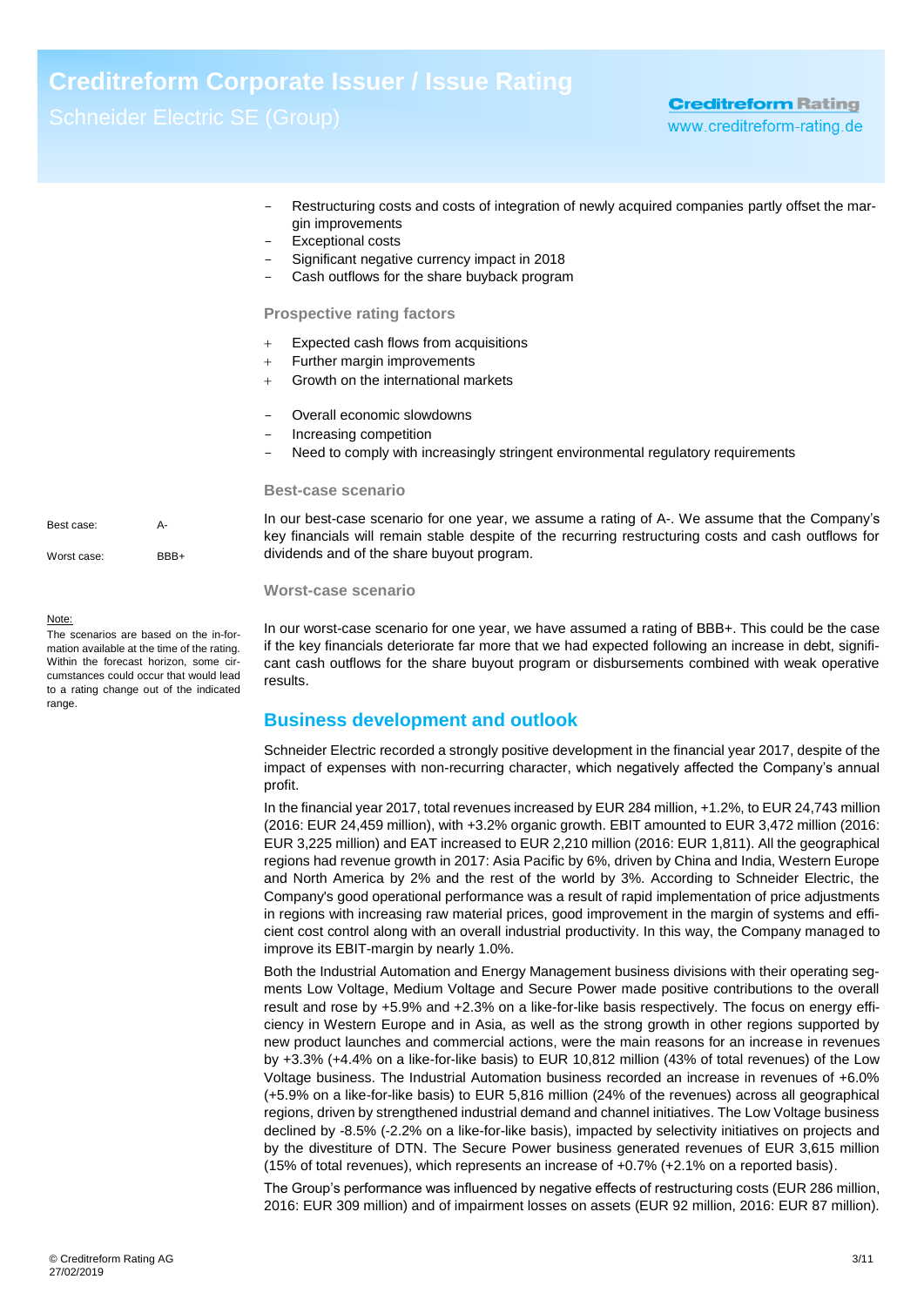- Restructuring costs and costs of integration of newly acquired companies partly offset the margin improvements
- Exceptional costs
- Significant negative currency impact in 2018
- Cash outflows for the share buyback program

### Prospective rating factors

+ Expected cash flows from acquisitions
+ Further margin improvements
+ Growth on the international markets

- Overall economic slowdowns
- Increasing competition
- Need to comply with increasingly stringent environmental regulatory requirements

### Best-case scenario

| | |
|---|---|
| Best case: | A- |
| Worst case: | BBB+ |

Note:
The scenarios are based on the information available at the time of the rating. Within the forecast horizon, some circumstances could occur that would lead to a rating change out of the indicated range.

In our best-case scenario for one year, we assume a rating of A-. We assume that the Company's key financials will remain stable despite of the recurring restructuring costs and cash outflows for dividends and of the share buyout program.

### Worst-case scenario

In our worst-case scenario for one year, we have assumed a rating of BBB+. This could be the case if the key financials deteriorate far more that we had expected following an increase in debt, significant cash outflows for the share buyout program or disbursements combined with weak operative results.

## Business development and outlook

Schneider Electric recorded a strongly positive development in the financial year 2017, despite of the impact of expenses with non-recurring character, which negatively affected the Company's annual profit.

In the financial year 2017, total revenues increased by EUR 284 million, +1.2%, to EUR 24,743 million (2016: EUR 24,459 million), with +3.2% organic growth. EBIT amounted to EUR 3,472 million (2016: EUR 3,225 million) and EAT increased to EUR 2,210 million (2016: EUR 1,811). All the geographical regions had revenue growth in 2017: Asia Pacific by 6%, driven by China and India, Western Europe and North America by 2% and the rest of the world by 3%. According to Schneider Electric, the Company's good operational performance was a result of rapid implementation of price adjustments in regions with increasing raw material prices, good improvement in the margin of systems and efficient cost control along with an overall industrial productivity. In this way, the Company managed to improve its EBIT-margin by nearly 1.0%.

Both the Industrial Automation and Energy Management business divisions with their operating segments Low Voltage, Medium Voltage and Secure Power made positive contributions to the overall result and rose by +5.9% and +2.3% on a like-for-like basis respectively. The focus on energy efficiency in Western Europe and in Asia, as well as the strong growth in other regions supported by new product launches and commercial actions, were the main reasons for an increase in revenues by +3.3% (+4.4% on a like-for-like basis) to EUR 10,812 million (43% of total revenues) of the Low Voltage business. The Industrial Automation business recorded an increase in revenues of +6.0% (+5.9% on a like-for-like basis) to EUR 5,816 million (24% of the revenues) across all geographical regions, driven by strengthened industrial demand and channel initiatives. The Low Voltage business declined by -8.5% (-2.2% on a like-for-like basis), impacted by selectivity initiatives on projects and by the divestiture of DTN. The Secure Power business generated revenues of EUR 3,615 million (15% of total revenues), which represents an increase of +0.7% (+2.1% on a reported basis).

The Group's performance was influenced by negative effects of restructuring costs (EUR 286 million, 2016: EUR 309 million) and of impairment losses on assets (EUR 92 million, 2016: EUR 87 million).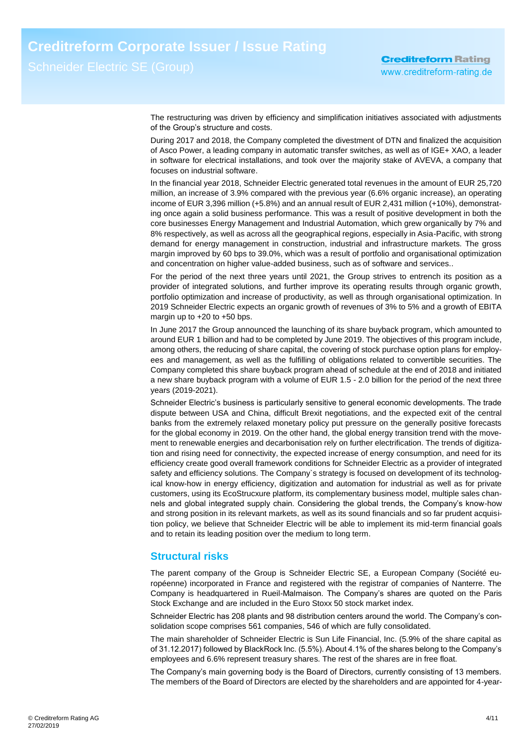The restructuring was driven by efficiency and simplification initiatives associated with adjustments of the Group's structure and costs.

During 2017 and 2018, the Company completed the divestment of DTN and finalized the acquisition of Asco Power, a leading company in automatic transfer switches, as well as of IGE+ XAO, a leader in software for electrical installations, and took over the majority stake of AVEVA, a company that focuses on industrial software.

In the financial year 2018, Schneider Electric generated total revenues in the amount of EUR 25,720 million, an increase of 3.9% compared with the previous year (6.6% organic increase), an operating income of EUR 3,396 million (+5.8%) and an annual result of EUR 2,431 million (+10%), demonstrating once again a solid business performance. This was a result of positive development in both the core businesses Energy Management and Industrial Automation, which grew organically by 7% and 8% respectively, as well as across all the geographical regions, especially in Asia-Pacific, with strong demand for energy management in construction, industrial and infrastructure markets. The gross margin improved by 60 bps to 39.0%, which was a result of portfolio and organisational optimization and concentration on higher value-added business, such as of software and services..

For the period of the next three years until 2021, the Group strives to entrench its position as a provider of integrated solutions, and further improve its operating results through organic growth, portfolio optimization and increase of productivity, as well as through organisational optimization. In 2019 Schneider Electric expects an organic growth of revenues of 3% to 5% and a growth of EBITA margin up to +20 to +50 bps.

In June 2017 the Group announced the launching of its share buyback program, which amounted to around EUR 1 billion and had to be completed by June 2019. The objectives of this program include, among others, the reducing of share capital, the covering of stock purchase option plans for employees and management, as well as the fulfilling of obligations related to convertible securities. The Company completed this share buyback program ahead of schedule at the end of 2018 and initiated a new share buyback program with a volume of EUR 1.5 - 2.0 billion for the period of the next three years (2019-2021).

Schneider Electric's business is particularly sensitive to general economic developments. The trade dispute between USA and China, difficult Brexit negotiations, and the expected exit of the central banks from the extremely relaxed monetary policy put pressure on the generally positive forecasts for the global economy in 2019. On the other hand, the global energy transition trend with the movement to renewable energies and decarbonisation rely on further electrification. The trends of digitization and rising need for connectivity, the expected increase of energy consumption, and need for its efficiency create good overall framework conditions for Schneider Electric as a provider of integrated safety and efficiency solutions. The Company`s strategy is focused on development of its technological know-how in energy efficiency, digitization and automation for industrial as well as for private customers, using its EcoStrucxure platform, its complementary business model, multiple sales channels and global integrated supply chain. Considering the global trends, the Company's know-how and strong position in its relevant markets, as well as its sound financials and so far prudent acquisition policy, we believe that Schneider Electric will be able to implement its mid-term financial goals and to retain its leading position over the medium to long term.

## Structural risks

The parent company of the Group is Schneider Electric SE, a European Company (Société européenne) incorporated in France and registered with the registrar of companies of Nanterre. The Company is headquartered in Rueil-Malmaison. The Company's shares are quoted on the Paris Stock Exchange and are included in the Euro Stoxx 50 stock market index.

Schneider Electric has 208 plants and 98 distribution centers around the world. The Company's consolidation scope comprises 561 companies, 546 of which are fully consolidated.

The main shareholder of Schneider Electric is Sun Life Financial, Inc. (5.9% of the share capital as of 31.12.2017) followed by BlackRock Inc. (5.5%). About 4.1% of the shares belong to the Company's employees and 6.6% represent treasury shares. The rest of the shares are in free float.

The Company's main governing body is the Board of Directors, currently consisting of 13 members. The members of the Board of Directors are elected by the shareholders and are appointed for 4-year-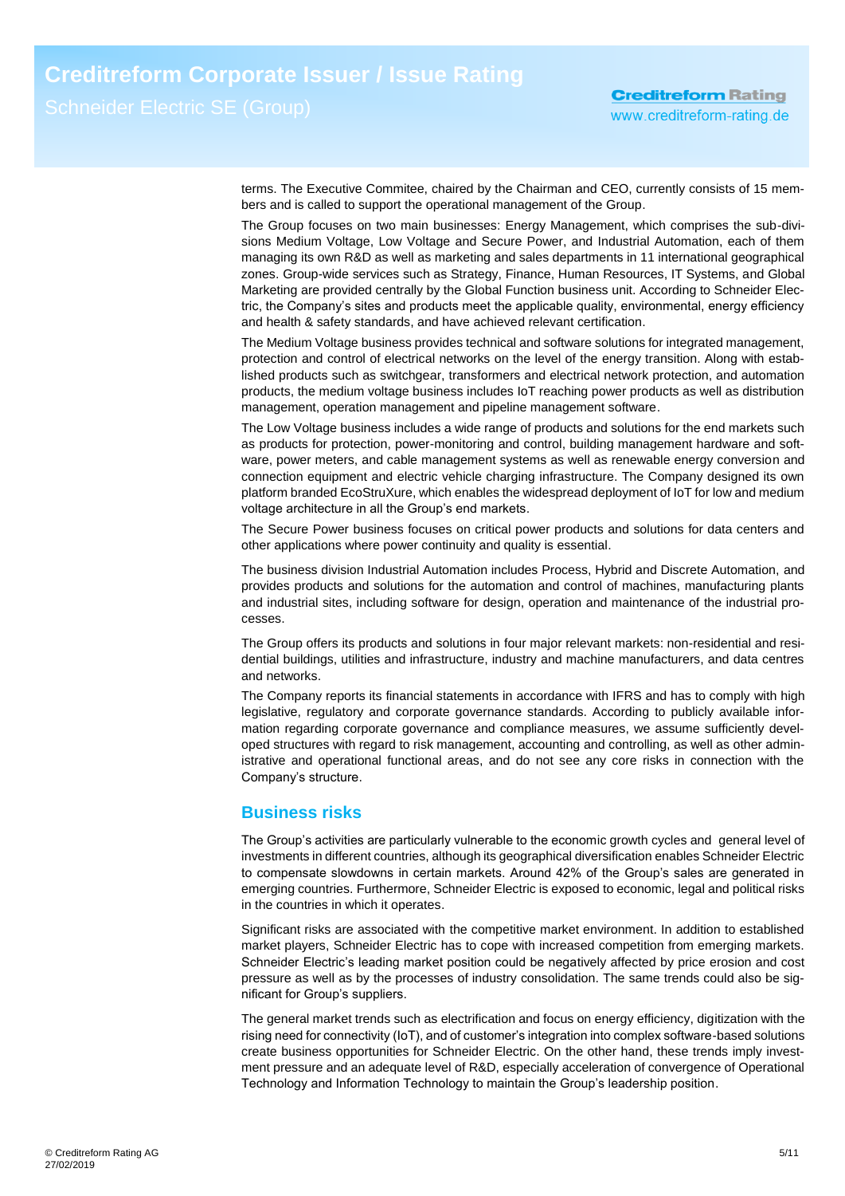terms. The Executive Commitee, chaired by the Chairman and CEO, currently consists of 15 members and is called to support the operational management of the Group.

The Group focuses on two main businesses: Energy Management, which comprises the sub-divisions Medium Voltage, Low Voltage and Secure Power, and Industrial Automation, each of them managing its own R&D as well as marketing and sales departments in 11 international geographical zones. Group-wide services such as Strategy, Finance, Human Resources, IT Systems, and Global Marketing are provided centrally by the Global Function business unit. According to Schneider Electric, the Company's sites and products meet the applicable quality, environmental, energy efficiency and health & safety standards, and have achieved relevant certification.

The Medium Voltage business provides technical and software solutions for integrated management, protection and control of electrical networks on the level of the energy transition. Along with established products such as switchgear, transformers and electrical network protection, and automation products, the medium voltage business includes IoT reaching power products as well as distribution management, operation management and pipeline management software.

The Low Voltage business includes a wide range of products and solutions for the end markets such as products for protection, power-monitoring and control, building management hardware and software, power meters, and cable management systems as well as renewable energy conversion and connection equipment and electric vehicle charging infrastructure. The Company designed its own platform branded EcoStruXure, which enables the widespread deployment of IoT for low and medium voltage architecture in all the Group's end markets.

The Secure Power business focuses on critical power products and solutions for data centers and other applications where power continuity and quality is essential.

The business division Industrial Automation includes Process, Hybrid and Discrete Automation, and provides products and solutions for the automation and control of machines, manufacturing plants and industrial sites, including software for design, operation and maintenance of the industrial processes.

The Group offers its products and solutions in four major relevant markets: non-residential and residential buildings, utilities and infrastructure, industry and machine manufacturers, and data centres and networks.

The Company reports its financial statements in accordance with IFRS and has to comply with high legislative, regulatory and corporate governance standards. According to publicly available information regarding corporate governance and compliance measures, we assume sufficiently developed structures with regard to risk management, accounting and controlling, as well as other administrative and operational functional areas, and do not see any core risks in connection with the Company's structure.

## Business risks

The Group's activities are particularly vulnerable to the economic growth cycles and general level of investments in different countries, although its geographical diversification enables Schneider Electric to compensate slowdowns in certain markets. Around 42% of the Group's sales are generated in emerging countries. Furthermore, Schneider Electric is exposed to economic, legal and political risks in the countries in which it operates.

Significant risks are associated with the competitive market environment. In addition to established market players, Schneider Electric has to cope with increased competition from emerging markets. Schneider Electric's leading market position could be negatively affected by price erosion and cost pressure as well as by the processes of industry consolidation. The same trends could also be significant for Group's suppliers.

The general market trends such as electrification and focus on energy efficiency, digitization with the rising need for connectivity (IoT), and of customer's integration into complex software-based solutions create business opportunities for Schneider Electric. On the other hand, these trends imply investment pressure and an adequate level of R&D, especially acceleration of convergence of Operational Technology and Information Technology to maintain the Group's leadership position.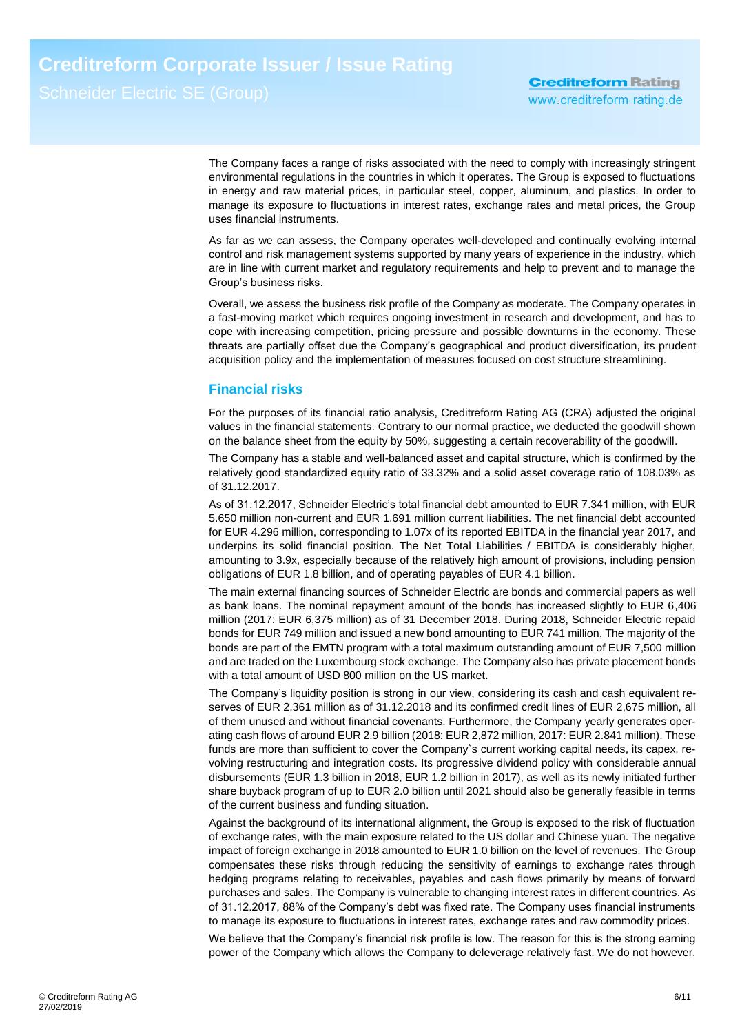The Company faces a range of risks associated with the need to comply with increasingly stringent environmental regulations in the countries in which it operates. The Group is exposed to fluctuations in energy and raw material prices, in particular steel, copper, aluminum, and plastics. In order to manage its exposure to fluctuations in interest rates, exchange rates and metal prices, the Group uses financial instruments.

As far as we can assess, the Company operates well-developed and continually evolving internal control and risk management systems supported by many years of experience in the industry, which are in line with current market and regulatory requirements and help to prevent and to manage the Group's business risks.

Overall, we assess the business risk profile of the Company as moderate. The Company operates in a fast-moving market which requires ongoing investment in research and development, and has to cope with increasing competition, pricing pressure and possible downturns in the economy. These threats are partially offset due the Company's geographical and product diversification, its prudent acquisition policy and the implementation of measures focused on cost structure streamlining.

## Financial risks

For the purposes of its financial ratio analysis, Creditreform Rating AG (CRA) adjusted the original values in the financial statements. Contrary to our normal practice, we deducted the goodwill shown on the balance sheet from the equity by 50%, suggesting a certain recoverability of the goodwill.

The Company has a stable and well-balanced asset and capital structure, which is confirmed by the relatively good standardized equity ratio of 33.32% and a solid asset coverage ratio of 108.03% as of 31.12.2017.

As of 31.12.2017, Schneider Electric's total financial debt amounted to EUR 7.341 million, with EUR 5.650 million non-current and EUR 1,691 million current liabilities. The net financial debt accounted for EUR 4.296 million, corresponding to 1.07x of its reported EBITDA in the financial year 2017, and underpins its solid financial position. The Net Total Liabilities / EBITDA is considerably higher, amounting to 3.9x, especially because of the relatively high amount of provisions, including pension obligations of EUR 1.8 billion, and of operating payables of EUR 4.1 billion.

The main external financing sources of Schneider Electric are bonds and commercial papers as well as bank loans. The nominal repayment amount of the bonds has increased slightly to EUR 6,406 million (2017: EUR 6,375 million) as of 31 December 2018. During 2018, Schneider Electric repaid bonds for EUR 749 million and issued a new bond amounting to EUR 741 million. The majority of the bonds are part of the EMTN program with a total maximum outstanding amount of EUR 7,500 million and are traded on the Luxembourg stock exchange. The Company also has private placement bonds with a total amount of USD 800 million on the US market.

The Company's liquidity position is strong in our view, considering its cash and cash equivalent reserves of EUR 2,361 million as of 31.12.2018 and its confirmed credit lines of EUR 2,675 million, all of them unused and without financial covenants. Furthermore, the Company yearly generates operating cash flows of around EUR 2.9 billion (2018: EUR 2,872 million, 2017: EUR 2.841 million). These funds are more than sufficient to cover the Company`s current working capital needs, its capex, revolving restructuring and integration costs. Its progressive dividend policy with considerable annual disbursements (EUR 1.3 billion in 2018, EUR 1.2 billion in 2017), as well as its newly initiated further share buyback program of up to EUR 2.0 billion until 2021 should also be generally feasible in terms of the current business and funding situation.

Against the background of its international alignment, the Group is exposed to the risk of fluctuation of exchange rates, with the main exposure related to the US dollar and Chinese yuan. The negative impact of foreign exchange in 2018 amounted to EUR 1.0 billion on the level of revenues. The Group compensates these risks through reducing the sensitivity of earnings to exchange rates through hedging programs relating to receivables, payables and cash flows primarily by means of forward purchases and sales. The Company is vulnerable to changing interest rates in different countries. As of 31.12.2017, 88% of the Company's debt was fixed rate. The Company uses financial instruments to manage its exposure to fluctuations in interest rates, exchange rates and raw commodity prices.

We believe that the Company's financial risk profile is low. The reason for this is the strong earning power of the Company which allows the Company to deleverage relatively fast. We do not however,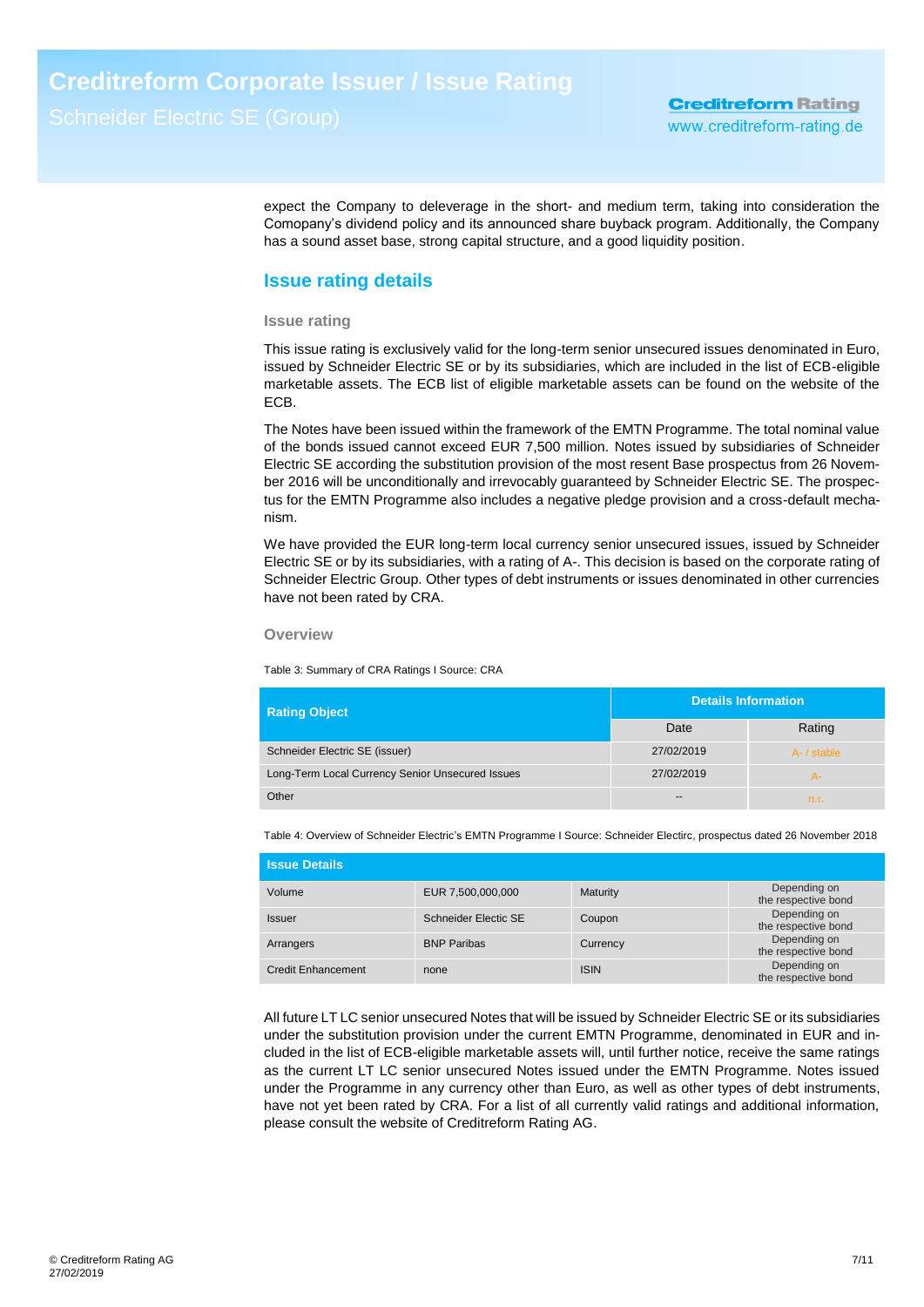expect the Company to deleverage in the short- and medium term, taking into consideration the Comopany's dividend policy and its announced share buyback program. Additionally, the Company has a sound asset base, strong capital structure, and a good liquidity position.

## Issue rating details

### Issue rating

This issue rating is exclusively valid for the long-term senior unsecured issues denominated in Euro, issued by Schneider Electric SE or by its subsidiaries, which are included in the list of ECB-eligible marketable assets. The ECB list of eligible marketable assets can be found on the website of the ECB.

The Notes have been issued within the framework of the EMTN Programme. The total nominal value of the bonds issued cannot exceed EUR 7,500 million. Notes issued by subsidiaries of Schneider Electric SE according the substitution provision of the most resent Base prospectus from 26 November 2016 will be unconditionally and irrevocably guaranteed by Schneider Electric SE. The prospectus for the EMTN Programme also includes a negative pledge provision and a cross-default mechanism.

We have provided the EUR long-term local currency senior unsecured issues, issued by Schneider Electric SE or by its subsidiaries, with a rating of A-. This decision is based on the corporate rating of Schneider Electric Group. Other types of debt instruments or issues denominated in other currencies have not been rated by CRA.

### Overview

Table 3: Summary of CRA Ratings I Source: CRA

| Rating Object | Details Information | |
|---|---|---|
| | Date | Rating |
| Schneider Electric SE (issuer) | 27/02/2019 | A- / stable |
| Long-Term Local Currency Senior Unsecured Issues | 27/02/2019 | A- |
| Other | -- | n.r. |

Table 4: Overview of Schneider Electric's EMTN Programme I Source: Schneider Electirc, prospectus dated 26 November 2018

| Issue Details | | | |
|---|---|---|---|
| Volume | EUR 7,500,000,000 | Maturity | Depending on the respective bond |
| Issuer | Schneider Electic SE | Coupon | Depending on the respective bond |
| Arrangers | BNP Paribas | Currency | Depending on the respective bond |
| Credit Enhancement | none | ISIN | Depending on the respective bond |

All future LT LC senior unsecured Notes that will be issued by Schneider Electric SE or its subsidiaries under the substitution provision under the current EMTN Programme, denominated in EUR and included in the list of ECB-eligible marketable assets will, until further notice, receive the same ratings as the current LT LC senior unsecured Notes issued under the EMTN Programme. Notes issued under the Programme in any currency other than Euro, as well as other types of debt instruments, have not yet been rated by CRA. For a list of all currently valid ratings and additional information, please consult the website of Creditreform Rating AG.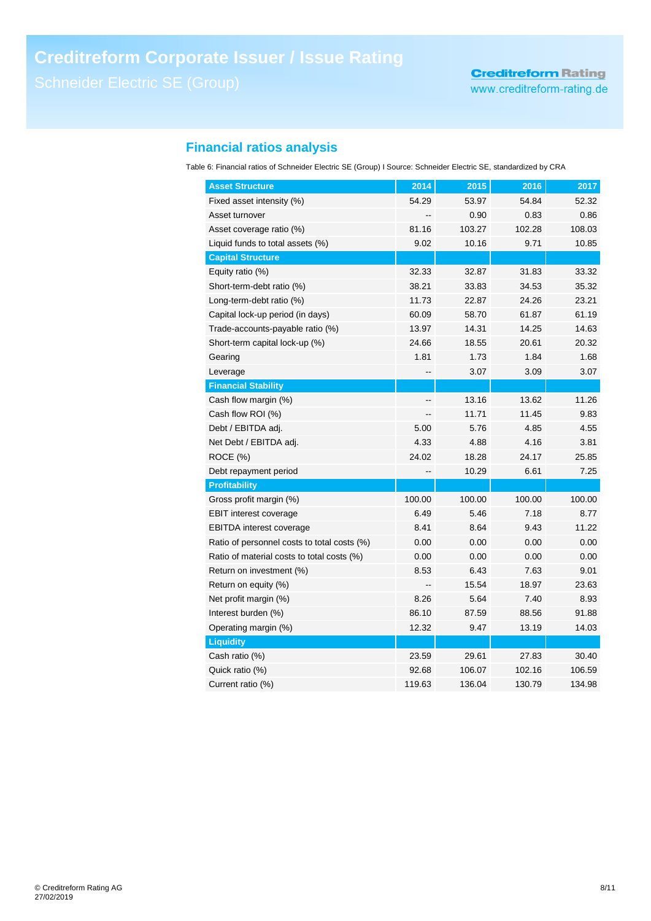## Financial ratios analysis

Table 6: Financial ratios of Schneider Electric SE (Group) I Source: Schneider Electric SE, standardized by CRA

| Asset Structure | 2014 | 2015 | 2016 | 2017 |
|---|---|---|---|---|
| Fixed asset intensity (%) | 54.29 | 53.97 | 54.84 | 52.32 |
| Asset turnover | -- | 0.90 | 0.83 | 0.86 |
| Asset coverage ratio (%) | 81.16 | 103.27 | 102.28 | 108.03 |
| Liquid funds to total assets (%) | 9.02 | 10.16 | 9.71 | 10.85 |
| **Capital Structure** | | | | |
| Equity ratio (%) | 32.33 | 32.87 | 31.83 | 33.32 |
| Short-term-debt ratio (%) | 38.21 | 33.83 | 34.53 | 35.32 |
| Long-term-debt ratio (%) | 11.73 | 22.87 | 24.26 | 23.21 |
| Capital lock-up period (in days) | 60.09 | 58.70 | 61.87 | 61.19 |
| Trade-accounts-payable ratio (%) | 13.97 | 14.31 | 14.25 | 14.63 |
| Short-term capital lock-up (%) | 24.66 | 18.55 | 20.61 | 20.32 |
| Gearing | 1.81 | 1.73 | 1.84 | 1.68 |
| Leverage | -- | 3.07 | 3.09 | 3.07 |
| **Financial Stability** | | | | |
| Cash flow margin (%) | -- | 13.16 | 13.62 | 11.26 |
| Cash flow ROI (%) | -- | 11.71 | 11.45 | 9.83 |
| Debt / EBITDA adj. | 5.00 | 5.76 | 4.85 | 4.55 |
| Net Debt / EBITDA adj. | 4.33 | 4.88 | 4.16 | 3.81 |
| ROCE (%) | 24.02 | 18.28 | 24.17 | 25.85 |
| Debt repayment period | -- | 10.29 | 6.61 | 7.25 |
| **Profitability** | | | | |
| Gross profit margin (%) | 100.00 | 100.00 | 100.00 | 100.00 |
| EBIT interest coverage | 6.49 | 5.46 | 7.18 | 8.77 |
| EBITDA interest coverage | 8.41 | 8.64 | 9.43 | 11.22 |
| Ratio of personnel costs to total costs (%) | 0.00 | 0.00 | 0.00 | 0.00 |
| Ratio of material costs to total costs (%) | 0.00 | 0.00 | 0.00 | 0.00 |
| Return on investment (%) | 8.53 | 6.43 | 7.63 | 9.01 |
| Return on equity (%) | -- | 15.54 | 18.97 | 23.63 |
| Net profit margin (%) | 8.26 | 5.64 | 7.40 | 8.93 |
| Interest burden (%) | 86.10 | 87.59 | 88.56 | 91.88 |
| Operating margin (%) | 12.32 | 9.47 | 13.19 | 14.03 |
| **Liquidity** | | | | |
| Cash ratio (%) | 23.59 | 29.61 | 27.83 | 30.40 |
| Quick ratio (%) | 92.68 | 106.07 | 102.16 | 106.59 |
| Current ratio (%) | 119.63 | 136.04 | 130.79 | 134.98 |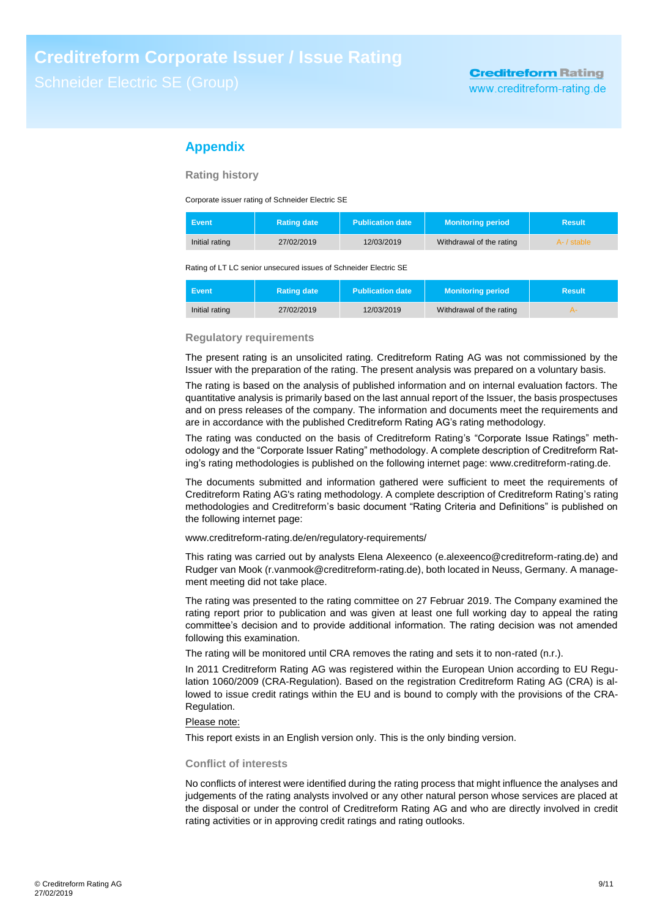## Appendix

### Rating history

Corporate issuer rating of Schneider Electric SE

| Event | Rating date | Publication date | Monitoring period | Result |
|---|---|---|---|---|
| Initial rating | 27/02/2019 | 12/03/2019 | Withdrawal of the rating | A- / stable |

Rating of LT LC senior unsecured issues of Schneider Electric SE

| Event | Rating date | Publication date | Monitoring period | Result |
|---|---|---|---|---|
| Initial rating | 27/02/2019 | 12/03/2019 | Withdrawal of the rating | A- |

### Regulatory requirements

The present rating is an unsolicited rating. Creditreform Rating AG was not commissioned by the Issuer with the preparation of the rating. The present analysis was prepared on a voluntary basis.

The rating is based on the analysis of published information and on internal evaluation factors. The quantitative analysis is primarily based on the last annual report of the Issuer, the basis prospectuses and on press releases of the company. The information and documents meet the requirements and are in accordance with the published Creditreform Rating AG's rating methodology.

The rating was conducted on the basis of Creditreform Rating's "Corporate Issue Ratings" methodology and the "Corporate Issuer Rating" methodology. A complete description of Creditreform Rating's rating methodologies is published on the following internet page: www.creditreform-rating.de.

The documents submitted and information gathered were sufficient to meet the requirements of Creditreform Rating AG's rating methodology. A complete description of Creditreform Rating's rating methodologies and Creditreform's basic document "Rating Criteria and Definitions" is published on the following internet page:

www.creditreform-rating.de/en/regulatory-requirements/

This rating was carried out by analysts Elena Alexeenco (e.alexeenco@creditreform-rating.de) and Rudger van Mook (r.vanmook@creditreform-rating.de), both located in Neuss, Germany. A management meeting did not take place.

The rating was presented to the rating committee on 27 Februar 2019. The Company examined the rating report prior to publication and was given at least one full working day to appeal the rating committee's decision and to provide additional information. The rating decision was not amended following this examination.

The rating will be monitored until CRA removes the rating and sets it to non-rated (n.r.).

In 2011 Creditreform Rating AG was registered within the European Union according to EU Regulation 1060/2009 (CRA-Regulation). Based on the registration Creditreform Rating AG (CRA) is allowed to issue credit ratings within the EU and is bound to comply with the provisions of the CRA-Regulation.

Please note:

This report exists in an English version only. This is the only binding version.

### Conflict of interests

No conflicts of interest were identified during the rating process that might influence the analyses and judgements of the rating analysts involved or any other natural person whose services are placed at the disposal or under the control of Creditreform Rating AG and who are directly involved in credit rating activities or in approving credit ratings and rating outlooks.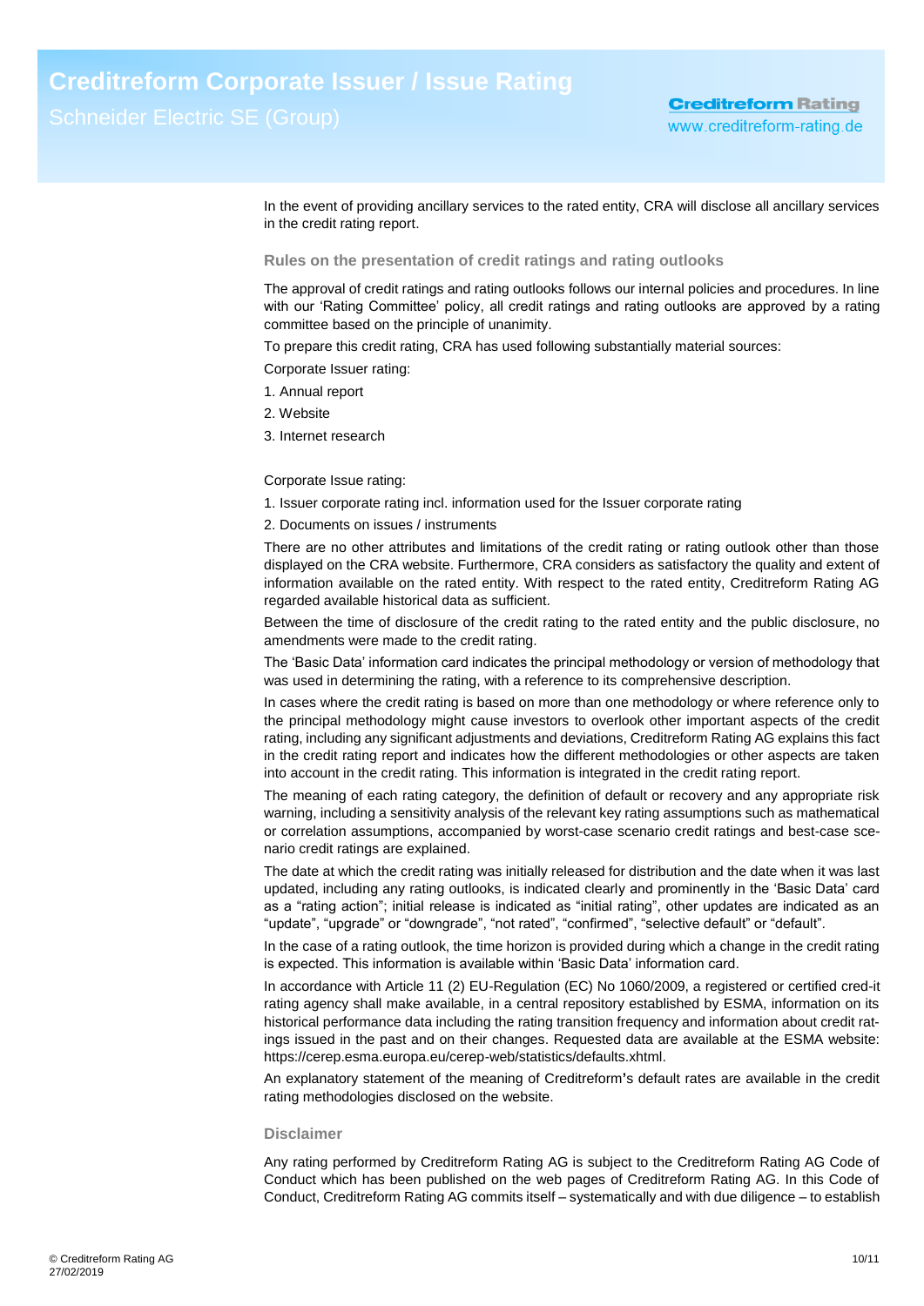In the event of providing ancillary services to the rated entity, CRA will disclose all ancillary services in the credit rating report.

### Rules on the presentation of credit ratings and rating outlooks

The approval of credit ratings and rating outlooks follows our internal policies and procedures. In line with our 'Rating Committee' policy, all credit ratings and rating outlooks are approved by a rating committee based on the principle of unanimity.

To prepare this credit rating, CRA has used following substantially material sources:

Corporate Issuer rating:

1. Annual report
2. Website
3. Internet research

Corporate Issue rating:

1. Issuer corporate rating incl. information used for the Issuer corporate rating
2. Documents on issues / instruments

There are no other attributes and limitations of the credit rating or rating outlook other than those displayed on the CRA website. Furthermore, CRA considers as satisfactory the quality and extent of information available on the rated entity. With respect to the rated entity, Creditreform Rating AG regarded available historical data as sufficient.

Between the time of disclosure of the credit rating to the rated entity and the public disclosure, no amendments were made to the credit rating.

The 'Basic Data' information card indicates the principal methodology or version of methodology that was used in determining the rating, with a reference to its comprehensive description.

In cases where the credit rating is based on more than one methodology or where reference only to the principal methodology might cause investors to overlook other important aspects of the credit rating, including any significant adjustments and deviations, Creditreform Rating AG explains this fact in the credit rating report and indicates how the different methodologies or other aspects are taken into account in the credit rating. This information is integrated in the credit rating report.

The meaning of each rating category, the definition of default or recovery and any appropriate risk warning, including a sensitivity analysis of the relevant key rating assumptions such as mathematical or correlation assumptions, accompanied by worst-case scenario credit ratings and best-case scenario credit ratings are explained.

The date at which the credit rating was initially released for distribution and the date when it was last updated, including any rating outlooks, is indicated clearly and prominently in the 'Basic Data' card as a "rating action"; initial release is indicated as "initial rating", other updates are indicated as an "update", "upgrade" or "downgrade", "not rated", "confirmed", "selective default" or "default".

In the case of a rating outlook, the time horizon is provided during which a change in the credit rating is expected. This information is available within 'Basic Data' information card.

In accordance with Article 11 (2) EU-Regulation (EC) No 1060/2009, a registered or certified credit rating agency shall make available, in a central repository established by ESMA, information on its historical performance data including the rating transition frequency and information about credit ratings issued in the past and on their changes. Requested data are available at the ESMA website: https://cerep.esma.europa.eu/cerep-web/statistics/defaults.xhtml.

An explanatory statement of the meaning of Creditreform's default rates are available in the credit rating methodologies disclosed on the website.

### Disclaimer

Any rating performed by Creditreform Rating AG is subject to the Creditreform Rating AG Code of Conduct which has been published on the web pages of Creditreform Rating AG. In this Code of Conduct, Creditreform Rating AG commits itself – systematically and with due diligence – to establish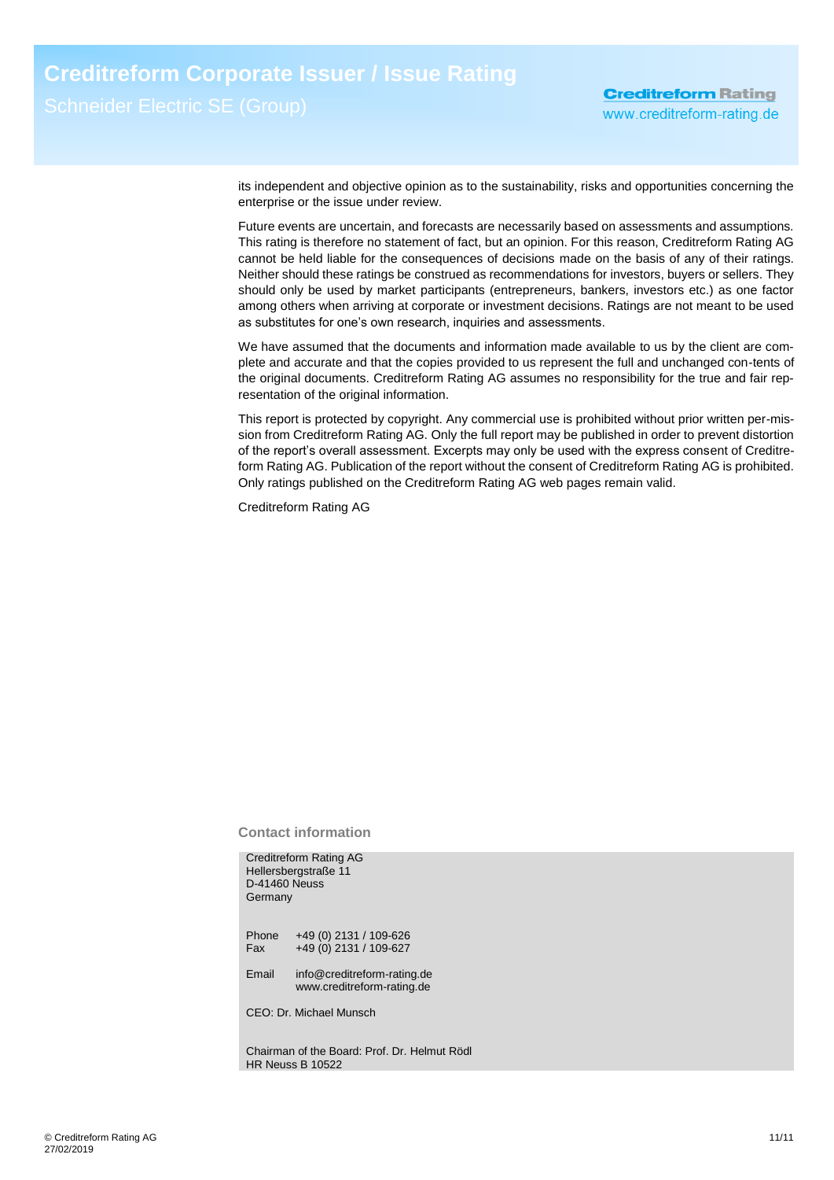its independent and objective opinion as to the sustainability, risks and opportunities concerning the enterprise or the issue under review.

Future events are uncertain, and forecasts are necessarily based on assessments and assumptions. This rating is therefore no statement of fact, but an opinion. For this reason, Creditreform Rating AG cannot be held liable for the consequences of decisions made on the basis of any of their ratings. Neither should these ratings be construed as recommendations for investors, buyers or sellers. They should only be used by market participants (entrepreneurs, bankers, investors etc.) as one factor among others when arriving at corporate or investment decisions. Ratings are not meant to be used as substitutes for one's own research, inquiries and assessments.

We have assumed that the documents and information made available to us by the client are complete and accurate and that the copies provided to us represent the full and unchanged con-tents of the original documents. Creditreform Rating AG assumes no responsibility for the true and fair representation of the original information.

This report is protected by copyright. Any commercial use is prohibited without prior written per-mission from Creditreform Rating AG. Only the full report may be published in order to prevent distortion of the report's overall assessment. Excerpts may only be used with the express consent of Creditreform Rating AG. Publication of the report without the consent of Creditreform Rating AG is prohibited. Only ratings published on the Creditreform Rating AG web pages remain valid.

Creditreform Rating AG

### Contact information

Creditreform Rating AG
Hellersbergstraße 11
D-41460 Neuss
Germany

Phone +49 (0) 2131 / 109-626
Fax +49 (0) 2131 / 109-627

Email info@creditreform-rating.de
www.creditreform-rating.de

CEO: Dr. Michael Munsch

Chairman of the Board: Prof. Dr. Helmut Rödl
HR Neuss B 10522